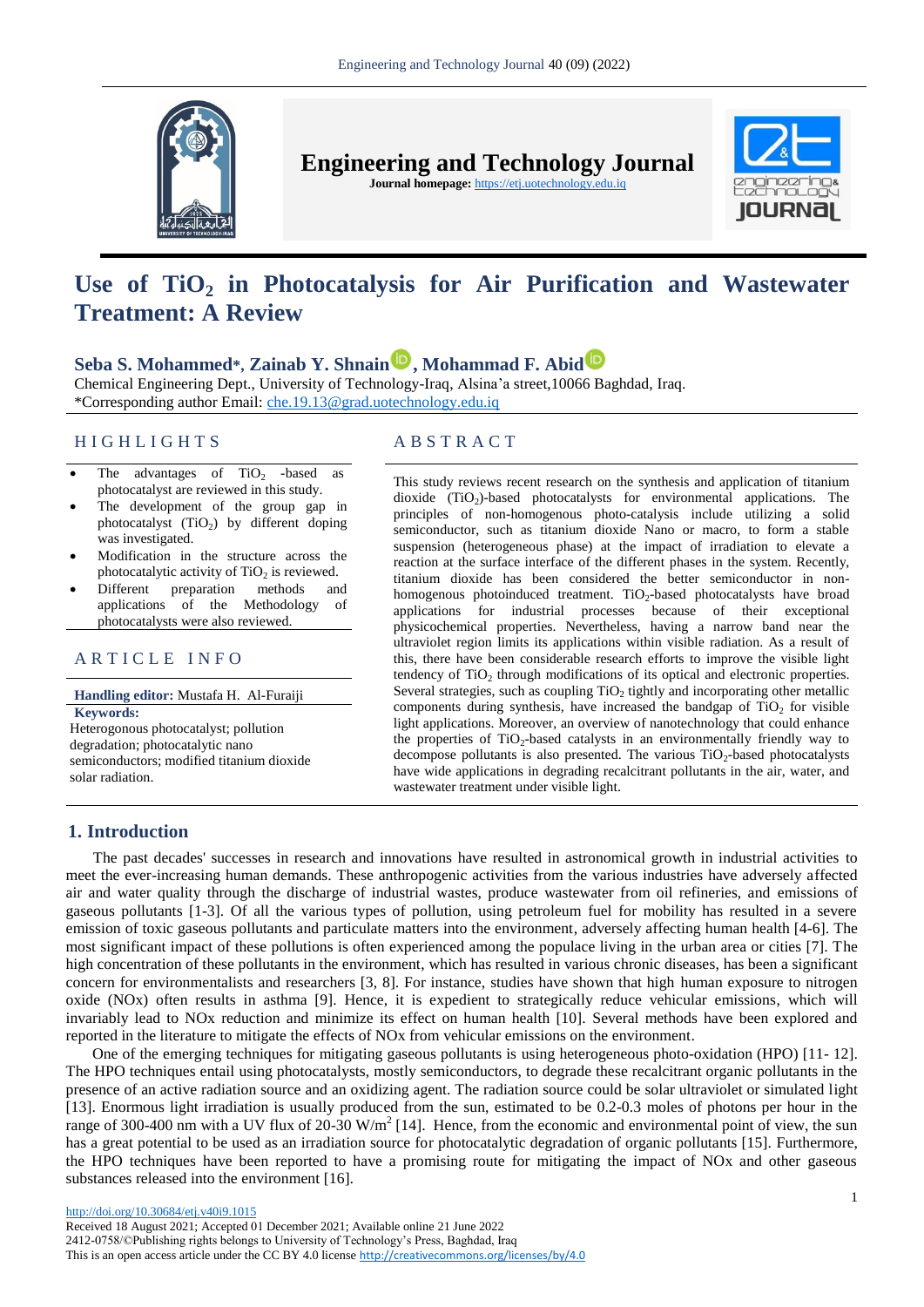# Use of $TiO_2$ in Photocatalysis for Air Purification and Wastewater Treatment: A Review

**Seba S. Mohammed***, **Zainab Y. Shnain**, **Mohammad F. Abid**

Chemical Engineering Dept., University of Technology-Iraq, Alsina'a street,10066 Baghdad, Iraq.

*Corresponding author Email: che.19.13@grad.uotechnology.edu.iq

## HIGHLIGHTS

- The advantages of $TiO_2$ -based as photocatalyst are reviewed in this study.
- The development of the group gap in photocatalyst ($TiO_2$) by different doping was investigated.
- Modification in the structure across the photocatalytic activity of $TiO_2$ is reviewed.
- Different preparation methods and applications of the Methodology of photocatalysts were also reviewed.

## ARTICLE INFO

**Handling editor:** Mustafa H. Al-Furaiji

**Keywords:**

Heterogonous photocatalyst; pollution degradation; photocatalytic nano semiconductors; modified titanium dioxide solar radiation.

## ABSTRACT

This study reviews recent research on the synthesis and application of titanium dioxide ($TiO_2$)-based photocatalysts for environmental applications. The principles of non-homogenous photo-catalysis include utilizing a solid semiconductor, such as titanium dioxide Nano or macro, to form a stable suspension (heterogeneous phase) at the impact of irradiation to elevate a reaction at the surface interface of the different phases in the system. Recently, titanium dioxide has been considered the better semiconductor in non-homogenous photoinduced treatment. $TiO_2$-based photocatalysts have broad applications for industrial processes because of their exceptional physicochemical properties. Nevertheless, having a narrow band near the ultraviolet region limits its applications within visible radiation. As a result of this, there have been considerable research efforts to improve the visible light tendency of $TiO_2$ through modifications of its optical and electronic properties. Several strategies, such as coupling $TiO_2$ tightly and incorporating other metallic components during synthesis, have increased the bandgap of $TiO_2$ for visible light applications. Moreover, an overview of nanotechnology that could enhance the properties of $TiO_2$-based catalysts in an environmentally friendly way to decompose pollutants is also presented. The various $TiO_2$-based photocatalysts have wide applications in degrading recalcitrant pollutants in the air, water, and wastewater treatment under visible light.

## 1. Introduction

The past decades' successes in research and innovations have resulted in astronomical growth in industrial activities to meet the ever-increasing human demands. These anthropogenic activities from the various industries have adversely affected air and water quality through the discharge of industrial wastes, produce wastewater from oil refineries, and emissions of gaseous pollutants [1-3]. Of all the various types of pollution, using petroleum fuel for mobility has resulted in a severe emission of toxic gaseous pollutants and particulate matters into the environment, adversely affecting human health [4-6]. The most significant impact of these pollutions is often experienced among the populace living in the urban area or cities [7]. The high concentration of these pollutants in the environment, which has resulted in various chronic diseases, has been a significant concern for environmentalists and researchers [3, 8]. For instance, studies have shown that high human exposure to nitrogen oxide (NOx) often results in asthma [9]. Hence, it is expedient to strategically reduce vehicular emissions, which will invariably lead to NOx reduction and minimize its effect on human health [10]. Several methods have been explored and reported in the literature to mitigate the effects of NOx from vehicular emissions on the environment.

One of the emerging techniques for mitigating gaseous pollutants is using heterogeneous photo-oxidation (HPO) [11- 12]. The HPO techniques entail using photocatalysts, mostly semiconductors, to degrade these recalcitrant organic pollutants in the presence of an active radiation source and an oxidizing agent. The radiation source could be solar ultraviolet or simulated light [13]. Enormous light irradiation is usually produced from the sun, estimated to be 0.2-0.3 moles of photons per hour in the range of 300-400 nm with a UV flux of 20-30 $W/m^2$ [14]. Hence, from the economic and environmental point of view, the sun has a great potential to be used as an irradiation source for photocatalytic degradation of organic pollutants [15]. Furthermore, the HPO techniques have been reported to have a promising route for mitigating the impact of NOx and other gaseous substances released into the environment [16].

http://doi.org/10.30684/etj.v40i9.1015

Received 18 August 2021; Accepted 01 December 2021; Available online 21 June 2022

2412-0758/©Publishing rights belongs to University of Technology's Press, Baghdad, Iraq

This is an open access article under the CC BY 4.0 license http://creativecommons.org/licenses/by/4.0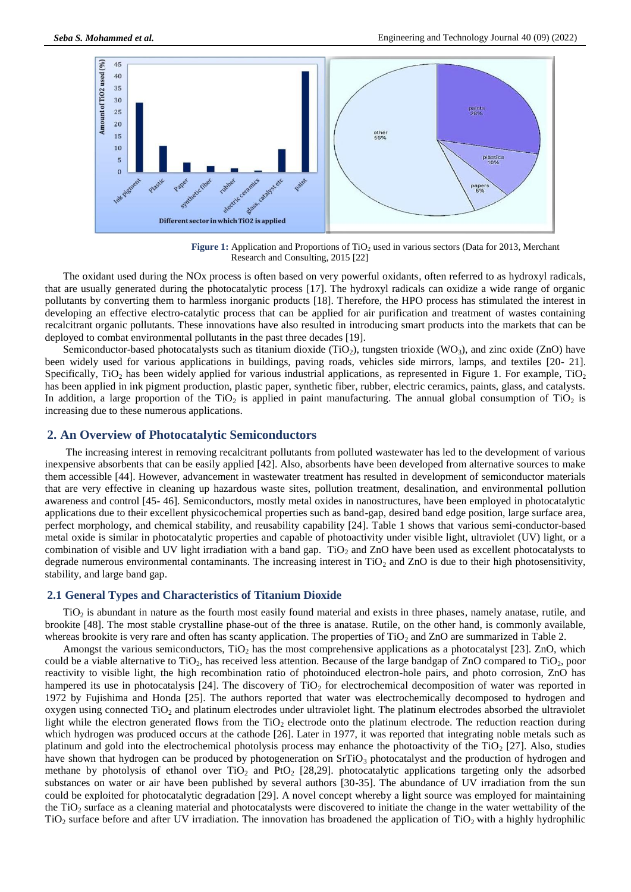**Figure 1:** Application and Proportions of $TiO_2$ used in various sectors (Data for 2013, Merchant Research and Consulting, 2015 [22]

The oxidant used during the NOx process is often based on very powerful oxidants, often referred to as hydroxyl radicals, that are usually generated during the photocatalytic process [17]. The hydroxyl radicals can oxidize a wide range of organic pollutants by converting them to harmless inorganic products [18]. Therefore, the HPO process has stimulated the interest in developing an effective electro-catalytic process that can be applied for air purification and treatment of wastes containing recalcitrant organic pollutants. These innovations have also resulted in introducing smart products into the markets that can be deployed to combat environmental pollutants in the past three decades [19].

Semiconductor-based photocatalysts such as titanium dioxide ($TiO_2$), tungsten trioxide ($WO_3$), and zinc oxide (ZnO) have been widely used for various applications in buildings, paving roads, vehicles side mirrors, lamps, and textiles [20- 21]. Specifically, $TiO_2$ has been widely applied for various industrial applications, as represented in Figure 1. For example, $TiO_2$ has been applied in ink pigment production, plastic paper, synthetic fiber, rubber, electric ceramics, paints, glass, and catalysts. In addition, a large proportion of the $TiO_2$ is applied in paint manufacturing. The annual global consumption of $TiO_2$ is increasing due to these numerous applications.

## 2. An Overview of Photocatalytic Semiconductors

The increasing interest in removing recalcitrant pollutants from polluted wastewater has led to the development of various inexpensive absorbents that can be easily applied [42]. Also, absorbents have been developed from alternative sources to make them accessible [44]. However, advancement in wastewater treatment has resulted in development of semiconductor materials that are very effective in cleaning up hazardous waste sites, pollution treatment, desalination, and environmental pollution awareness and control [45- 46]. Semiconductors, mostly metal oxides in nanostructures, have been employed in photocatalytic applications due to their excellent physicochemical properties such as band-gap, desired band edge position, large surface area, perfect morphology, and chemical stability, and reusability capability [24]. Table 1 shows that various semi-conductor-based metal oxide is similar in photocatalytic properties and capable of photoactivity under visible light, ultraviolet (UV) light, or a combination of visible and UV light irradiation with a band gap. $TiO_2$ and ZnO have been used as excellent photocatalysts to degrade numerous environmental contaminants. The increasing interest in $TiO_2$ and ZnO is due to their high photosensitivity, stability, and large band gap.

### 2.1 General Types and Characteristics of Titanium Dioxide

$TiO_2$ is abundant in nature as the fourth most easily found material and exists in three phases, namely anatase, rutile, and brookite [48]. The most stable crystalline phase-out of the three is anatase. Rutile, on the other hand, is commonly available, whereas brookite is very rare and often has scanty application. The properties of $TiO_2$ and ZnO are summarized in Table 2.

Amongst the various semiconductors, $TiO_2$ has the most comprehensive applications as a photocatalyst [23]. ZnO, which could be a viable alternative to $TiO_2$, has received less attention. Because of the large bandgap of ZnO compared to $TiO_2$, poor reactivity to visible light, the high recombination ratio of photoinduced electron-hole pairs, and photo corrosion, ZnO has hampered its use in photocatalysis [24]. The discovery of $TiO_2$ for electrochemical decomposition of water was reported in 1972 by Fujishima and Honda [25]. The authors reported that water was electrochemically decomposed to hydrogen and oxygen using connected $TiO_2$ and platinum electrodes under ultraviolet light. The platinum electrodes absorbed the ultraviolet light while the electron generated flows from the $TiO_2$ electrode onto the platinum electrode. The reduction reaction during which hydrogen was produced occurs at the cathode [26]. Later in 1977, it was reported that integrating noble metals such as platinum and gold into the electrochemical photolysis process may enhance the photoactivity of the $TiO_2$ [27]. Also, studies have shown that hydrogen can be produced by photogeneration on $SrTiO_3$ photocatalyst and the production of hydrogen and methane by photolysis of ethanol over $TiO_2$ and $PtO_2$ [28,29]. photocatalytic applications targeting only the adsorbed substances on water or air have been published by several authors [30-35]. The abundance of UV irradiation from the sun could be exploited for photocatalytic degradation [29]. A novel concept whereby a light source was employed for maintaining the $TiO_2$ surface as a cleaning material and photocatalysts were discovered to initiate the change in the water wettability of the $TiO_2$ surface before and after UV irradiation. The innovation has broadened the application of $TiO_2$ with a highly hydrophilic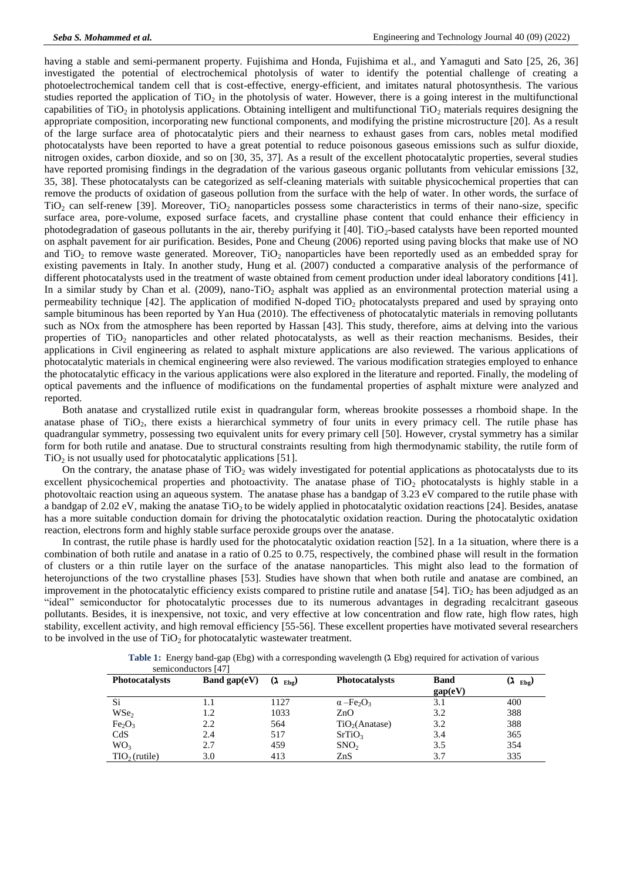having a stable and semi-permanent property. Fujishima and Honda, Fujishima et al., and Yamaguti and Sato [25, 26, 36] investigated the potential of electrochemical photolysis of water to identify the potential challenge of creating a photoelectrochemical tandem cell that is cost-effective, energy-efficient, and imitates natural photosynthesis. The various studies reported the application of $TiO_2$ in the photolysis of water. However, there is a going interest in the multifunctional capabilities of $TiO_2$ in photolysis applications. Obtaining intelligent and multifunctional $TiO_2$ materials requires designing the appropriate composition, incorporating new functional components, and modifying the pristine microstructure [20]. As a result of the large surface area of photocatalytic piers and their nearness to exhaust gases from cars, nobles metal modified photocatalysts have been reported to have a great potential to reduce poisonous gaseous emissions such as sulfur dioxide, nitrogen oxides, carbon dioxide, and so on [30, 35, 37]. As a result of the excellent photocatalytic properties, several studies have reported promising findings in the degradation of the various gaseous organic pollutants from vehicular emissions [32, 35, 38]. These photocatalysts can be categorized as self-cleaning materials with suitable physicochemical properties that can remove the products of oxidation of gaseous pollution from the surface with the help of water. In other words, the surface of $TiO_2$ can self-renew [39]. Moreover, $TiO_2$ nanoparticles possess some characteristics in terms of their nano-size, specific surface area, pore-volume, exposed surface facets, and crystalline phase content that could enhance their efficiency in photodegradation of gaseous pollutants in the air, thereby purifying it [40]. $TiO_2$-based catalysts have been reported mounted on asphalt pavement for air purification. Besides, Pone and Cheung (2006) reported using paving blocks that make use of NO and $TiO_2$ to remove waste generated. Moreover, $TiO_2$ nanoparticles have been reportedly used as an embedded spray for existing pavements in Italy. In another study, Hung et al. (2007) conducted a comparative analysis of the performance of different photocatalysts used in the treatment of waste obtained from cement production under ideal laboratory conditions [41]. In a similar study by Chan et al. (2009), nano-$TiO_2$ asphalt was applied as an environmental protection material using a permeability technique [42]. The application of modified N-doped $TiO_2$ photocatalysts prepared and used by spraying onto sample bituminous has been reported by Yan Hua (2010). The effectiveness of photocatalytic materials in removing pollutants such as NOx from the atmosphere has been reported by Hassan [43]. This study, therefore, aims at delving into the various properties of $TiO_2$ nanoparticles and other related photocatalysts, as well as their reaction mechanisms. Besides, their applications in Civil engineering as related to asphalt mixture applications are also reviewed. The various applications of photocatalytic materials in chemical engineering were also reviewed. The various modification strategies employed to enhance the photocatalytic efficacy in the various applications were also explored in the literature and reported. Finally, the modeling of optical pavements and the influence of modifications on the fundamental properties of asphalt mixture were analyzed and reported.

Both anatase and crystallized rutile exist in quadrangular form, whereas brookite possesses a rhomboid shape. In the anatase phase of $TiO_2$, there exists a hierarchical symmetry of four units in every primacy cell. The rutile phase has quadrangular symmetry, possessing two equivalent units for every primary cell [50]. However, crystal symmetry has a similar form for both rutile and anatase. Due to structural constraints resulting from high thermodynamic stability, the rutile form of $TiO_2$ is not usually used for photocatalytic applications [51].

On the contrary, the anatase phase of $TiO_2$ was widely investigated for potential applications as photocatalysts due to its excellent physicochemical properties and photoactivity. The anatase phase of $TiO_2$ photocatalysts is highly stable in a photovoltaic reaction using an aqueous system. The anatase phase has a bandgap of 3.23 eV compared to the rutile phase with a bandgap of 2.02 eV, making the anatase $TiO_2$ to be widely applied in photocatalytic oxidation reactions [24]. Besides, anatase has a more suitable conduction domain for driving the photocatalytic oxidation reaction. During the photocatalytic oxidation reaction, electrons form and highly stable surface peroxide groups over the anatase.

In contrast, the rutile phase is hardly used for the photocatalytic oxidation reaction [52]. In a 1a situation, where there is a combination of both rutile and anatase in a ratio of 0.25 to 0.75, respectively, the combined phase will result in the formation of clusters or a thin rutile layer on the surface of the anatase nanoparticles. This might also lead to the formation of heterojunctions of the two crystalline phases [53]. Studies have shown that when both rutile and anatase are combined, an improvement in the photocatalytic efficiency exists compared to pristine rutile and anatase [54]. $TiO_2$ has been adjudged as an "ideal" semiconductor for photocatalytic processes due to its numerous advantages in degrading recalcitrant gaseous pollutants. Besides, it is inexpensive, not toxic, and very effective at low concentration and flow rate, high flow rates, high stability, excellent activity, and high removal efficiency [55-56]. These excellent properties have motivated several researchers to be involved in the use of $TiO_2$ for photocatalytic wastewater treatment.

**Table 1:** Energy band-gap (Ebg) with a corresponding wavelength ($\lambda$ Ebg) required for activation of various semiconductors [47]

| Photocatalysts | Band gap(eV) | ($\lambda_{Ebg}$) | Photocatalysts | Band gap(eV) | ($\lambda_{Ebg}$) |
|---|---|---|---|---|---|
| Si | 1.1 | 1127 | $\alpha$ –$Fe_2O_3$ | 3.1 | 400 |
| $WSe_2$ | 1.2 | 1033 | ZnO | 3.2 | 388 |
| $Fe_2O_3$ | 2.2 | 564 | $TiO_2$(Anatase) | 3.2 | 388 |
| CdS | 2.4 | 517 | $SrTiO_3$ | 3.4 | 365 |
| $WO_3$ | 2.7 | 459 | $SNO_2$ | 3.5 | 354 |
| $TIO_2$ (rutile) | 3.0 | 413 | ZnS | 3.7 | 335 |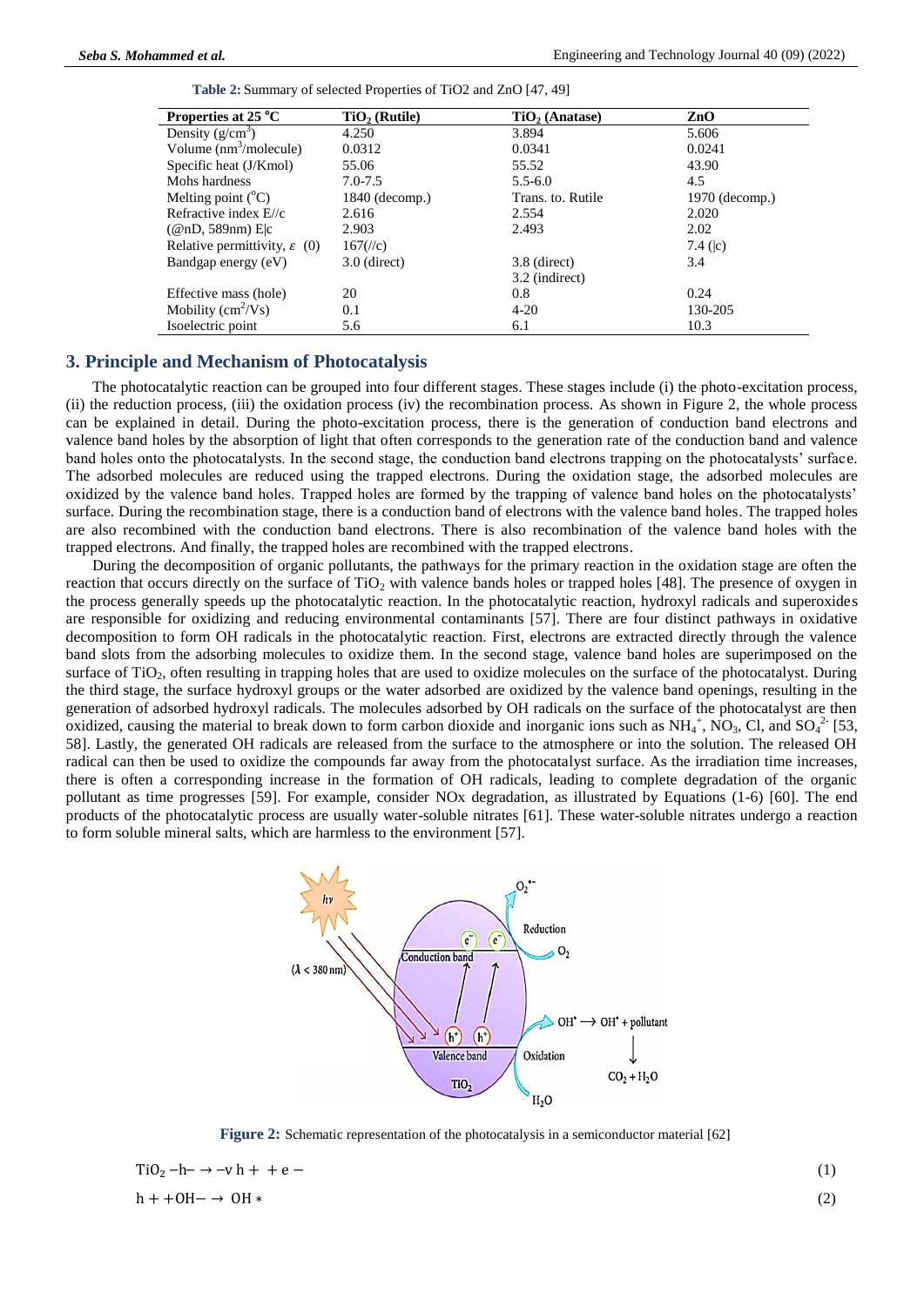**Table 2:** Summary of selected Properties of TiO2 and ZnO [47, 49]

| Properties at 25 °C | $TiO_2$ (Rutile) | $TiO_2$ (Anatase) | ZnO |
|---|---|---|---|
| Density ($g/cm^3$) | 4.250 | 3.894 | 5.606 |
| Volume ($nm^3$/molecule) | 0.0312 | 0.0341 | 0.0241 |
| Specific heat (J/Kmol) | 55.06 | 55.52 | 43.90 |
| Mohs hardness | 7.0-7.5 | 5.5-6.0 | 4.5 |
| Melting point (°C) | 1840 (decomp.) | Trans. to. Rutile | 1970 (decomp.) |
| Refractive index E//c | 2.616 | 2.554 | 2.020 |
| (@nD, 589nm) E\|c | 2.903 | 2.493 | 2.02 |
| Relative permittivity, $\varepsilon$ (0) | 167(//c) | | 7.4 (\|c) |
| Bandgap energy (eV) | 3.0 (direct) | 3.8 (direct)<br>3.2 (indirect) | 3.4 |
| Effective mass (hole) | 20 | 0.8 | 0.24 |
| Mobility ($cm^2$/Vs) | 0.1 | 4-20 | 130-205 |
| Isoelectric point | 5.6 | 6.1 | 10.3 |

## 3. Principle and Mechanism of Photocatalysis

The photocatalytic reaction can be grouped into four different stages. These stages include (i) the photo-excitation process, (ii) the reduction process, (iii) the oxidation process (iv) the recombination process. As shown in Figure 2, the whole process can be explained in detail. During the photo-excitation process, there is the generation of conduction band electrons and valence band holes by the absorption of light that often corresponds to the generation rate of the conduction band and valence band holes onto the photocatalysts. In the second stage, the conduction band electrons trapping on the photocatalysts' surface. The adsorbed molecules are reduced using the trapped electrons. During the oxidation stage, the adsorbed molecules are oxidized by the valence band holes. Trapped holes are formed by the trapping of valence band holes on the photocatalysts' surface. During the recombination stage, there is a conduction band of electrons with the valence band holes. The trapped holes are also recombined with the conduction band electrons. There is also recombination of the valence band holes with the trapped electrons. And finally, the trapped holes are recombined with the trapped electrons.

During the decomposition of organic pollutants, the pathways for the primary reaction in the oxidation stage are often the reaction that occurs directly on the surface of $TiO_2$ with valence bands holes or trapped holes [48]. The presence of oxygen in the process generally speeds up the photocatalytic reaction. In the photocatalytic reaction, hydroxyl radicals and superoxides are responsible for oxidizing and reducing environmental contaminants [57]. There are four distinct pathways in oxidative decomposition to form OH radicals in the photocatalytic reaction. First, electrons are extracted directly through the valence band slots from the adsorbing molecules to oxidize them. In the second stage, valence band holes are superimposed on the surface of $TiO_2$, often resulting in trapping holes that are used to oxidize molecules on the surface of the photocatalyst. During the third stage, the surface hydroxyl groups or the water adsorbed are oxidized by the valence band openings, resulting in the generation of adsorbed hydroxyl radicals. The molecules adsorbed by OH radicals on the surface of the photocatalyst are then oxidized, causing the material to break down to form carbon dioxide and inorganic ions such as $NH_4^+$, $NO_3$, Cl, and $SO_4^{2-}$ [53, 58]. Lastly, the generated OH radicals are released from the surface to the atmosphere or into the solution. The released OH radical can then be used to oxidize the compounds far away from the photocatalyst surface. As the irradiation time increases, there is often a corresponding increase in the formation of OH radicals, leading to complete degradation of the organic pollutant as time progresses [59]. For example, consider NOx degradation, as illustrated by Equations (1-6) [60]. The end products of the photocatalytic process are usually water-soluble nitrates [61]. These water-soluble nitrates undergo a reaction to form soluble mineral salts, which are harmless to the environment [57].

**Figure 2:** Schematic representation of the photocatalysis in a semiconductor material [62]

$$TiO_2 - h- \rightarrow -v\ h + + e - \qquad (1)$$

$$h + + OH- \rightarrow\ OH * \qquad (2)$$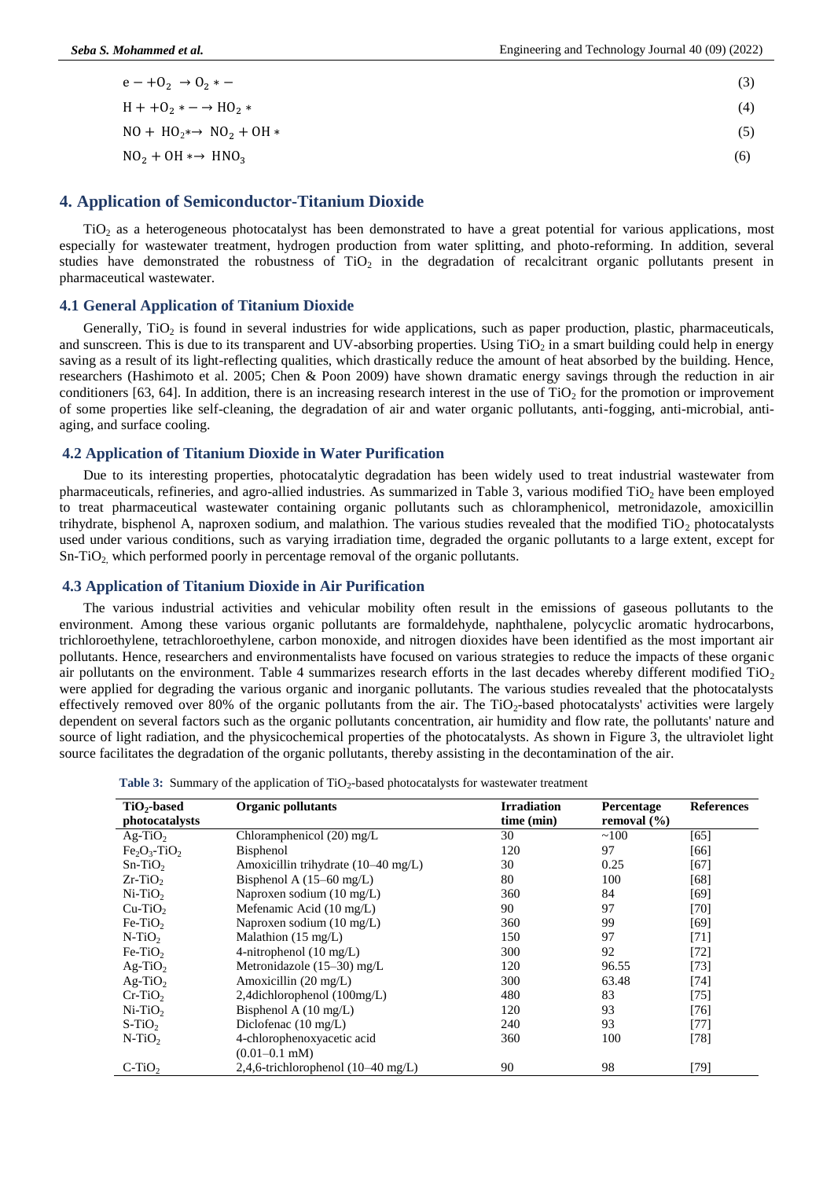$$e - + O_2 \rightarrow O_2 * - \quad (3)$$

$$H + + O_2 * - \rightarrow HO_2 * \quad (4)$$

$$NO + HO_2 * \rightarrow NO_2 + OH * \quad (5)$$

$$NO_2 + OH * \rightarrow HNO_3 \quad (6)$$

## 4. Application of Semiconductor-Titanium Dioxide

$TiO_2$ as a heterogeneous photocatalyst has been demonstrated to have a great potential for various applications, most especially for wastewater treatment, hydrogen production from water splitting, and photo-reforming. In addition, several studies have demonstrated the robustness of $TiO_2$ in the degradation of recalcitrant organic pollutants present in pharmaceutical wastewater.

### 4.1 General Application of Titanium Dioxide

Generally, $TiO_2$ is found in several industries for wide applications, such as paper production, plastic, pharmaceuticals, and sunscreen. This is due to its transparent and UV-absorbing properties. Using $TiO_2$ in a smart building could help in energy saving as a result of its light-reflecting qualities, which drastically reduce the amount of heat absorbed by the building. Hence, researchers (Hashimoto et al. 2005; Chen & Poon 2009) have shown dramatic energy savings through the reduction in air conditioners [63, 64]. In addition, there is an increasing research interest in the use of $TiO_2$ for the promotion or improvement of some properties like self-cleaning, the degradation of air and water organic pollutants, anti-fogging, anti-microbial, anti-aging, and surface cooling.

### 4.2 Application of Titanium Dioxide in Water Purification

Due to its interesting properties, photocatalytic degradation has been widely used to treat industrial wastewater from pharmaceuticals, refineries, and agro-allied industries. As summarized in Table 3, various modified $TiO_2$ have been employed to treat pharmaceutical wastewater containing organic pollutants such as chloramphenicol, metronidazole, amoxicillin trihydrate, bisphenol A, naproxen sodium, and malathion. The various studies revealed that the modified $TiO_2$ photocatalysts used under various conditions, such as varying irradiation time, degraded the organic pollutants to a large extent, except for Sn-$TiO_2$, which performed poorly in percentage removal of the organic pollutants.

### 4.3 Application of Titanium Dioxide in Air Purification

The various industrial activities and vehicular mobility often result in the emissions of gaseous pollutants to the environment. Among these various organic pollutants are formaldehyde, naphthalene, polycyclic aromatic hydrocarbons, trichloroethylene, tetrachloroethylene, carbon monoxide, and nitrogen dioxides have been identified as the most important air pollutants. Hence, researchers and environmentalists have focused on various strategies to reduce the impacts of these organic air pollutants on the environment. Table 4 summarizes research efforts in the last decades whereby different modified $TiO_2$ were applied for degrading the various organic and inorganic pollutants. The various studies revealed that the photocatalysts effectively removed over 80% of the organic pollutants from the air. The $TiO_2$-based photocatalysts' activities were largely dependent on several factors such as the organic pollutants concentration, air humidity and flow rate, the pollutants' nature and source of light radiation, and the physicochemical properties of the photocatalysts. As shown in Figure 3, the ultraviolet light source facilitates the degradation of the organic pollutants, thereby assisting in the decontamination of the air.

**Table 3:** Summary of the application of $TiO_2$-based photocatalysts for wastewater treatment

| $TiO_2$-based photocatalysts | Organic pollutants | Irradiation time (min) | Percentage removal (%) | References |
|---|---|---|---|---|
| Ag-$TiO_2$ | Chloramphenicol (20) mg/L | 30 | ~100 | [65] |
| $Fe_2O_3$-$TiO_2$ | Bisphenol | 120 | 97 | [66] |
| Sn-$TiO_2$ | Amoxicillin trihydrate (10–40 mg/L) | 30 | 0.25 | [67] |
| Zr-$TiO_2$ | Bisphenol A (15–60 mg/L) | 80 | 100 | [68] |
| Ni-$TiO_2$ | Naproxen sodium (10 mg/L) | 360 | 84 | [69] |
| Cu-$TiO_2$ | Mefenamic Acid (10 mg/L) | 90 | 97 | [70] |
| Fe-$TiO_2$ | Naproxen sodium (10 mg/L) | 360 | 99 | [69] |
| N-$TiO_2$ | Malathion (15 mg/L) | 150 | 97 | [71] |
| Fe-$TiO_2$ | 4-nitrophenol (10 mg/L) | 300 | 92 | [72] |
| Ag-$TiO_2$ | Metronidazole (15–30) mg/L | 120 | 96.55 | [73] |
| Ag-$TiO_2$ | Amoxicillin (20 mg/L) | 300 | 63.48 | [74] |
| Cr-$TiO_2$ | 2,4dichlorophenol (100mg/L) | 480 | 83 | [75] |
| Ni-$TiO_2$ | Bisphenol A (10 mg/L) | 120 | 93 | [76] |
| S-$TiO_2$ | Diclofenac (10 mg/L) | 240 | 93 | [77] |
| N-$TiO_2$ | 4-chlorophenoxyacetic acid (0.01–0.1 mM) | 360 | 100 | [78] |
| C-$TiO_2$ | 2,4,6-trichlorophenol (10–40 mg/L) | 90 | 98 | [79] |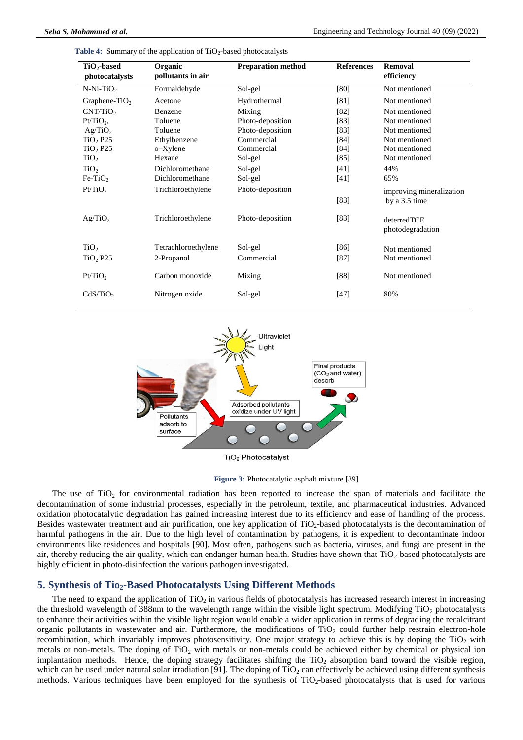**Table 4:** Summary of the application of $TiO_2$-based photocatalysts

| $TiO_2$-based photocatalysts | Organic pollutants in air | Preparation method | References | Removal efficiency |
|---|---|---|---|---|
| N-Ni-$TiO_2$ | Formaldehyde | Sol-gel | [80] | Not mentioned |
| Graphene-$TiO_2$ | Acetone | Hydrothermal | [81] | Not mentioned |
| CNT/$TiO_2$ | Benzene | Mixing | [82] | Not mentioned |
| Pt/$TiO_2$, | Toluene | Photo-deposition | [83] | Not mentioned |
| Ag/$TiO_2$ | Toluene | Photo-deposition | [83] | Not mentioned |
| $TiO_2$ P25 | Ethylbenzene | Commercial | [84] | Not mentioned |
| $TiO_2$ P25 | o–Xylene | Commercial | [84] | Not mentioned |
| $TiO_2$ | Hexane | Sol-gel | [85] | Not mentioned |
| $TiO_2$ | Dichloromethane | Sol-gel | [41] | 44% |
| Fe-$TiO_2$ | Dichloromethane | Sol-gel | [41] | 65% |
| Pt/$TiO_2$ | Trichloroethylene | Photo-deposition | [83] | improving mineralization by a 3.5 time |
| Ag/$TiO_2$ | Trichloroethylene | Photo-deposition | [83] | deterredTCE photodegradation |
| $TiO_2$ | Tetrachloroethylene | Sol-gel | [86] | Not mentioned |
| $TiO_2$ P25 | 2-Propanol | Commercial | [87] | Not mentioned |
| Pt/$TiO_2$ | Carbon monoxide | Mixing | [88] | Not mentioned |
| CdS/$TiO_2$ | Nitrogen oxide | Sol-gel | [47] | 80% |

**Figure 3:** Photocatalytic asphalt mixture [89]

The use of $TiO_2$ for environmental radiation has been reported to increase the span of materials and facilitate the decontamination of some industrial processes, especially in the petroleum, textile, and pharmaceutical industries. Advanced oxidation photocatalytic degradation has gained increasing interest due to its efficiency and ease of handling of the process. Besides wastewater treatment and air purification, one key application of $TiO_2$-based photocatalysts is the decontamination of harmful pathogens in the air. Due to the high level of contamination by pathogens, it is expedient to decontaminate indoor environments like residences and hospitals [90]. Most often, pathogens such as bacteria, viruses, and fungi are present in the air, thereby reducing the air quality, which can endanger human health. Studies have shown that $TiO_2$-based photocatalysts are highly efficient in photo-disinfection the various pathogen investigated.

## 5. Synthesis of $TiO_2$-Based Photocatalysts Using Different Methods

The need to expand the application of $TiO_2$ in various fields of photocatalysis has increased research interest in increasing the threshold wavelength of 388nm to the wavelength range within the visible light spectrum. Modifying $TiO_2$ photocatalysts to enhance their activities within the visible light region would enable a wider application in terms of degrading the recalcitrant organic pollutants in wastewater and air. Furthermore, the modifications of $TiO_2$ could further help restrain electron-hole recombination, which invariably improves photosensitivity. One major strategy to achieve this is by doping the $TiO_2$ with metals or non-metals. The doping of $TiO_2$ with metals or non-metals could be achieved either by chemical or physical ion implantation methods. Hence, the doping strategy facilitates shifting the $TiO_2$ absorption band toward the visible region, which can be used under natural solar irradiation [91]. The doping of $TiO_2$ can effectively be achieved using different synthesis methods. Various techniques have been employed for the synthesis of $TiO_2$-based photocatalysts that is used for various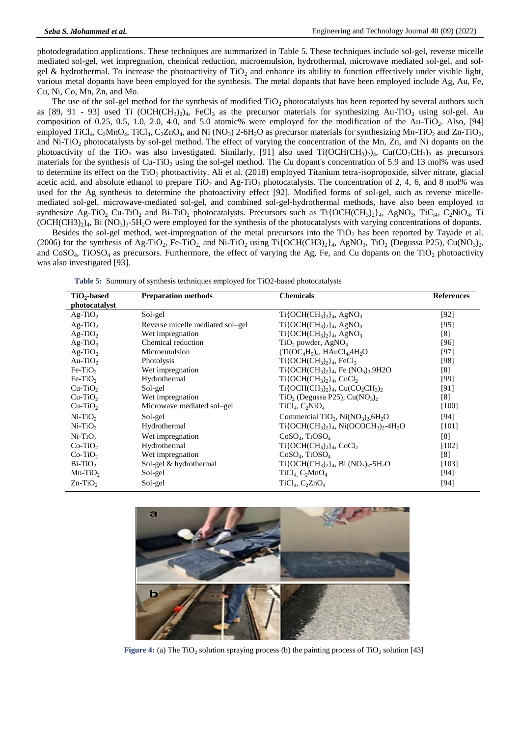photodegradation applications. These techniques are summarized in Table 5. These techniques include sol-gel, reverse micelle mediated sol-gel, wet impregnation, chemical reduction, microemulsion, hydrothermal, microwave mediated sol-gel, and sol-gel & hydrothermal. To increase the photoactivity of $TiO_2$ and enhance its ability to function effectively under visible light, various metal dopants have been employed for the synthesis. The metal dopants that have been employed include Ag, Au, Fe, Cu, Ni, Co, Mn, Zn, and Mo.

The use of the sol-gel method for the synthesis of modified $TiO_2$ photocatalysts has been reported by several authors such as [89, 91 - 93] used Ti $(OCH(CH_3)_2)_4$, $FeCl_3$ as the precursor materials for synthesizing Au-$TiO_2$ using sol-gel. Au composition of 0.25, 0.5, 1.0, 2.0, 4.0, and 5.0 atomic% were employed for the modification of the Au-$TiO_2$. Also, [94] employed $TiCl_4$, $C_2MnO_4$, $TiCl_4$, $C_2ZnO_4$, and Ni $(NO_3)$ 2-6$H_2O$ as precursor materials for synthesizing Mn-$TiO_2$ and Zn-$TiO_2$, and Ni-$TiO_2$ photocatalysts by sol-gel method. The effect of varying the concentration of the Mn, Zn, and Ni dopants on the photoactivity of the $TiO_2$ was also investigated. Similarly, [91] also used $Ti(OCH(CH_3)_2)_4$, $Cu(CO_2CH_3)_2$ as precursors materials for the synthesis of Cu-$TiO_2$ using the sol-gel method. The Cu dopant's concentration of 5.9 and 13 mol% was used to determine its effect on the $TiO_2$ photoactivity. Ali et al. (2018) employed Titanium tetra-isopropoxide, silver nitrate, glacial acetic acid, and absolute ethanol to prepare $TiO_2$ and Ag-$TiO_2$ photocatalysts. The concentration of 2, 4, 6, and 8 mol% was used for the Ag synthesis to determine the photoactivity effect [92]. Modified forms of sol-gel, such as reverse micelle-mediated sol-gel, microwave-mediated sol-gel, and combined sol-gel-hydrothermal methods, have also been employed to synthesize Ag-$TiO_2$ Cu-$TiO_2$ and Bi-$TiO_2$ photocatalysts. Precursors such as $Ti\{OCH(CH_3)_2\}_4$, $AgNO_3$, $TiC_{l4}$, $C_2NiO_4$, Ti $(OCH(CH3)_2)_4$, Bi $(NO_3)_3$-5$H_2O$ were employed for the synthesis of the photocatalysts with varying concentrations of dopants.

Besides the sol-gel method, wet-impregnation of the metal precursors into the $TiO_2$ has been reported by Tayade et al. (2006) for the synthesis of Ag-$TiO_2$, Fe-$TiO_2$, and Ni-$TiO_2$ using $Ti\{OCH(CH3)_2\}_4$, $AgNO_3$, $TiO_2$ (Degussa P25), $Cu(NO_3)_2$, and $CoSO_4$, $TiOSO_4$ as precursors. Furthermore, the effect of varying the Ag, Fe, and Cu dopants on the $TiO_2$ photoactivity was also investigated [93].

**Table 5:** Summary of synthesis techniques employed for TiO2-based photocatalysts

| $TiO_2$-based photocatalyst | Preparation methods | Chemicals | References |
|---|---|---|---|
| Ag-$TiO_2$ | Sol-gel | $Ti\{OCH(CH_3)_2\}_4$, $AgNO_3$ | [92] |
| Ag-$TiO_2$ | Reverse micelle mediated sol–gel | $Ti\{OCH(CH_3)_2\}_4$, $AgNO_3$ | [95] |
| Ag-$TiO_2$ | Wet impregnation | $Ti\{OCH(CH_3)_2\}_4$, $AgNO_3$ | [8] |
| Ag-$TiO_2$ | Chemical reduction | $TiO_2$ powder, $AgNO_3$ | [96] |
| Ag-$TiO_2$ | Microemulsion | $(Ti(OC_4H_9)_4$, $HAuCl_4.4H_2O$ | [97] |
| Au-$TiO_2$ | Photolysis | $Ti\{OCH(CH_3)_2\}_4$, $FeCl_3$ | [98] |
| Fe-$TiO_2$ | Wet impregnation | $Ti\{OCH(CH_3)_2\}_4$, Fe $(NO_3)_3$.9H2O | [8] |
| Fe-$TiO_2$ | Hydrothermal | $Ti\{OCH(CH_3)_2\}_4$, $CuCl_2$ | [99] |
| Cu-$TiO_2$ | Sol-gel | $Ti\{OCH(CH_3)_2\}_4$, $Cu(CO_2CH_3)_2$ | [91] |
| Cu-$TiO_2$ | Wet impregnation | $TiO_2$ (Degussa P25), $Cu(NO_3)_2$ | [8] |
| Cu-$TiO_2$ | Microwave mediated sol–gel | $TiCl_4$, $C_2NiO_4$ | [100] |
| Ni-$TiO_2$ | Sol-gel | Commercial $TiO_2$, $Ni(NO_3)_2.6H_2O$ | [94] |
| Ni-$TiO_2$ | Hydrothermal | $Ti\{OCH(CH_3)_2\}_4$, $Ni(OCOCH_3)_2$-4$H_2O$ | [101] |
| Ni-$TiO_2$ | Wet impregnation | $CoSO_4$, $TiOSO_4$ | [8] |
| Co-$TiO_2$ | Hydrothermal | $Ti\{OCH(CH_3)_2\}_4$, $CoCl_2$ | [102] |
| Co-$TiO_2$ | Wet impregnation | $CoSO_4$, $TiOSO_4$ | [8] |
| Bi-$TiO_2$ | Sol-gel & hydrothermal | $Ti\{OCH(CH_3)_2\}_4$, Bi $(NO_3)_3$-5$H_2O$ | [103] |
| Mn-$TiO_2$ | Sol-gel | $TiCl_4$, $C_2MnO_4$ | [94] |
| Zn-$TiO_2$ | Sol-gel | $TiCl_4$, $C_2ZnO_4$ | [94] |

**Figure 4:** (a) The $TiO_2$ solution spraying process (b) the painting process of $TiO_2$ solution [43]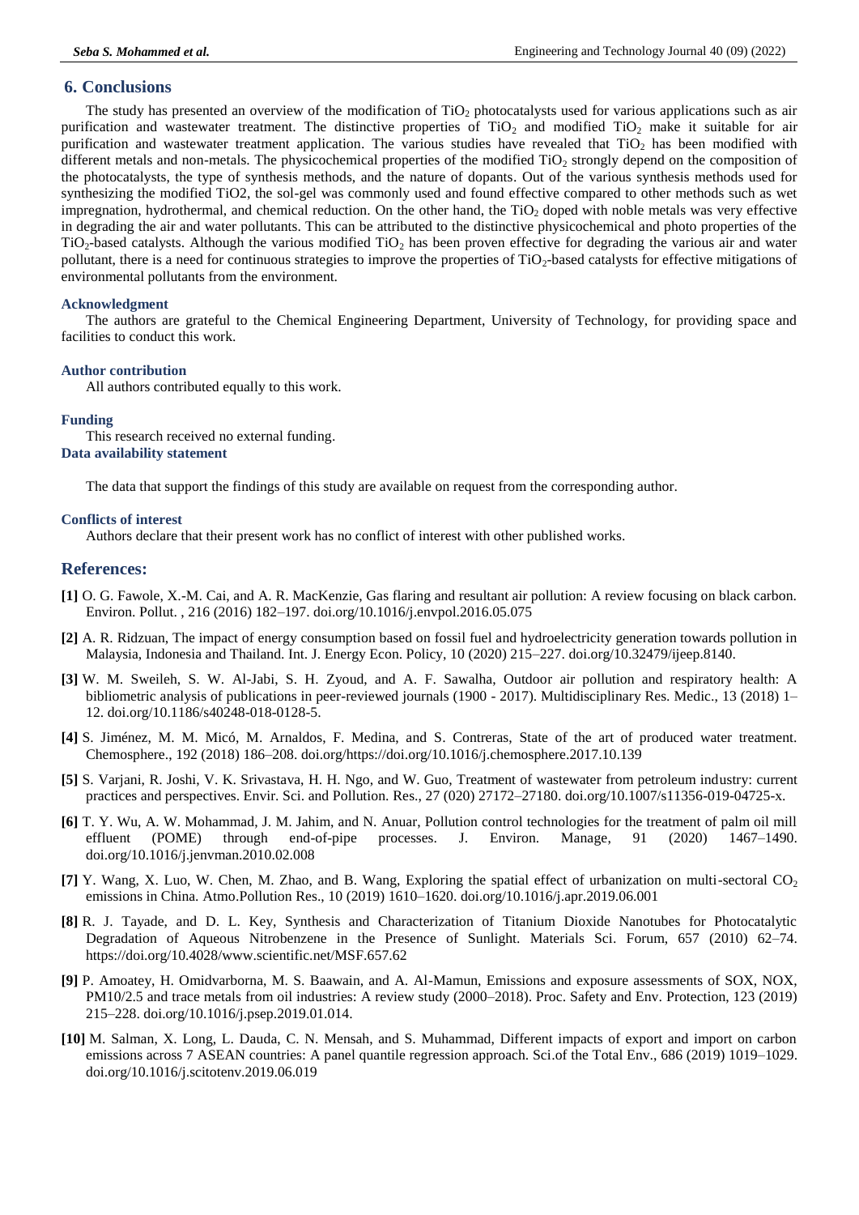## 6. Conclusions

The study has presented an overview of the modification of $TiO_2$ photocatalysts used for various applications such as air purification and wastewater treatment. The distinctive properties of $TiO_2$ and modified $TiO_2$ make it suitable for air purification and wastewater treatment application. The various studies have revealed that $TiO_2$ has been modified with different metals and non-metals. The physicochemical properties of the modified $TiO_2$ strongly depend on the composition of the photocatalysts, the type of synthesis methods, and the nature of dopants. Out of the various synthesis methods used for synthesizing the modified TiO2, the sol-gel was commonly used and found effective compared to other methods such as wet impregnation, hydrothermal, and chemical reduction. On the other hand, the $TiO_2$ doped with noble metals was very effective in degrading the air and water pollutants. This can be attributed to the distinctive physicochemical and photo properties of the $TiO_2$-based catalysts. Although the various modified $TiO_2$ has been proven effective for degrading the various air and water pollutant, there is a need for continuous strategies to improve the properties of $TiO_2$-based catalysts for effective mitigations of environmental pollutants from the environment.

### Acknowledgment

The authors are grateful to the Chemical Engineering Department, University of Technology, for providing space and facilities to conduct this work.

### Author contribution

All authors contributed equally to this work.

### Funding

This research received no external funding.

### Data availability statement

The data that support the findings of this study are available on request from the corresponding author.

### Conflicts of interest

Authors declare that their present work has no conflict of interest with other published works.

## References:

**[1]** O. G. Fawole, X.-M. Cai, and A. R. MacKenzie, Gas flaring and resultant air pollution: A review focusing on black carbon. Environ. Pollut. , 216 (2016) 182–197. doi.org/10.1016/j.envpol.2016.05.075

**[2]** A. R. Ridzuan, The impact of energy consumption based on fossil fuel and hydroelectricity generation towards pollution in Malaysia, Indonesia and Thailand. Int. J. Energy Econ. Policy, 10 (2020) 215–227. doi.org/10.32479/ijeep.8140.

**[3]** W. M. Sweileh, S. W. Al-Jabi, S. H. Zyoud, and A. F. Sawalha, Outdoor air pollution and respiratory health: A bibliometric analysis of publications in peer-reviewed journals (1900 - 2017). Multidisciplinary Res. Medic., 13 (2018) 1–12. doi.org/10.1186/s40248-018-0128-5.

**[4]** S. Jiménez, M. M. Micó, M. Arnaldos, F. Medina, and S. Contreras, State of the art of produced water treatment. Chemosphere., 192 (2018) 186–208. doi.org/https://doi.org/10.1016/j.chemosphere.2017.10.139

**[5]** S. Varjani, R. Joshi, V. K. Srivastava, H. H. Ngo, and W. Guo, Treatment of wastewater from petroleum industry: current practices and perspectives. Envir. Sci. and Pollution. Res., 27 (020) 27172–27180. doi.org/10.1007/s11356-019-04725-x.

**[6]** T. Y. Wu, A. W. Mohammad, J. M. Jahim, and N. Anuar, Pollution control technologies for the treatment of palm oil mill effluent (POME) through end-of-pipe processes. J. Environ. Manage, 91 (2020) 1467–1490. doi.org/10.1016/j.jenvman.2010.02.008

**[7]** Y. Wang, X. Luo, W. Chen, M. Zhao, and B. Wang, Exploring the spatial effect of urbanization on multi-sectoral $CO_2$ emissions in China. Atmo.Pollution Res., 10 (2019) 1610–1620. doi.org/10.1016/j.apr.2019.06.001

**[8]** R. J. Tayade, and D. L. Key, Synthesis and Characterization of Titanium Dioxide Nanotubes for Photocatalytic Degradation of Aqueous Nitrobenzene in the Presence of Sunlight. Materials Sci. Forum, 657 (2010) 62–74. https://doi.org/10.4028/www.scientific.net/MSF.657.62

**[9]** P. Amoatey, H. Omidvarborna, M. S. Baawain, and A. Al-Mamun, Emissions and exposure assessments of SOX, NOX, PM10/2.5 and trace metals from oil industries: A review study (2000–2018). Proc. Safety and Env. Protection, 123 (2019) 215–228. doi.org/10.1016/j.psep.2019.01.014.

**[10]** M. Salman, X. Long, L. Dauda, C. N. Mensah, and S. Muhammad, Different impacts of export and import on carbon emissions across 7 ASEAN countries: A panel quantile regression approach. Sci.of the Total Env., 686 (2019) 1019–1029. doi.org/10.1016/j.scitotenv.2019.06.019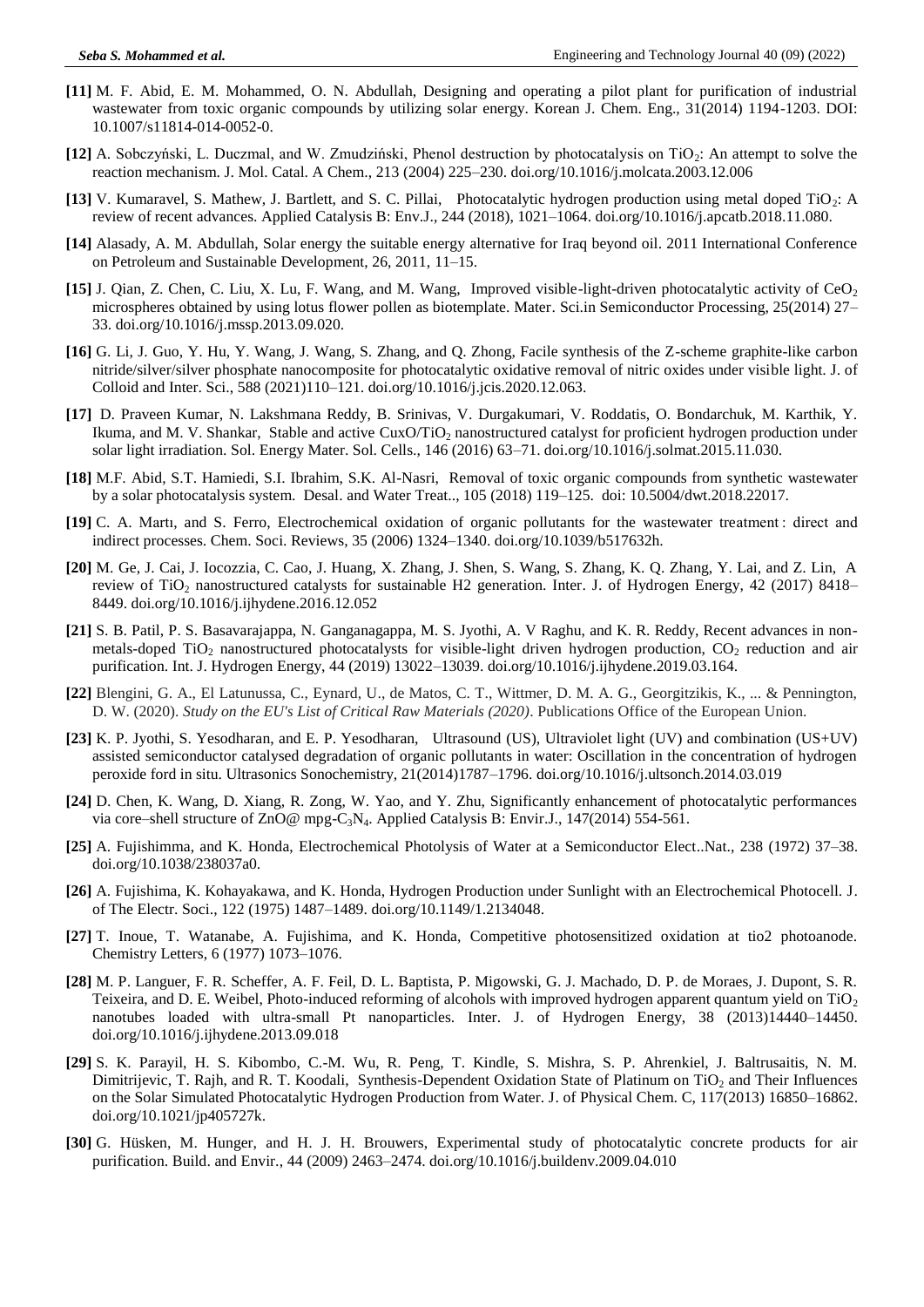**[11]** M. F. Abid, E. M. Mohammed, O. N. Abdullah, Designing and operating a pilot plant for purification of industrial wastewater from toxic organic compounds by utilizing solar energy. Korean J. Chem. Eng., 31(2014) 1194-1203. DOI: 10.1007/s11814-014-0052-0.

**[12]** A. Sobczyński, L. Duczmal, and W. Zmudziński, Phenol destruction by photocatalysis on $TiO_2$: An attempt to solve the reaction mechanism. J. Mol. Catal. A Chem., 213 (2004) 225–230. doi.org/10.1016/j.molcata.2003.12.006

**[13]** V. Kumaravel, S. Mathew, J. Bartlett, and S. C. Pillai, Photocatalytic hydrogen production using metal doped $TiO_2$: A review of recent advances. Applied Catalysis B: Env.J., 244 (2018), 1021–1064. doi.org/10.1016/j.apcatb.2018.11.080.

**[14]** Alasady, A. M. Abdullah, Solar energy the suitable energy alternative for Iraq beyond oil. 2011 International Conference on Petroleum and Sustainable Development, 26, 2011, 11–15.

**[15]** J. Qian, Z. Chen, C. Liu, X. Lu, F. Wang, and M. Wang, Improved visible-light-driven photocatalytic activity of $CeO_2$ microspheres obtained by using lotus flower pollen as biotemplate. Mater. Sci.in Semiconductor Processing, 25(2014) 27–33. doi.org/10.1016/j.mssp.2013.09.020.

**[16]** G. Li, J. Guo, Y. Hu, Y. Wang, J. Wang, S. Zhang, and Q. Zhong, Facile synthesis of the Z-scheme graphite-like carbon nitride/silver/silver phosphate nanocomposite for photocatalytic oxidative removal of nitric oxides under visible light. J. of Colloid and Inter. Sci., 588 (2021)110–121. doi.org/10.1016/j.jcis.2020.12.063.

**[17]** D. Praveen Kumar, N. Lakshmana Reddy, B. Srinivas, V. Durgakumari, V. Roddatis, O. Bondarchuk, M. Karthik, Y. Ikuma, and M. V. Shankar, Stable and active $CuxO/TiO_2$ nanostructured catalyst for proficient hydrogen production under solar light irradiation. Sol. Energy Mater. Sol. Cells., 146 (2016) 63–71. doi.org/10.1016/j.solmat.2015.11.030.

**[18]** M.F. Abid, S.T. Hamiedi, S.I. Ibrahim, S.K. Al-Nasri, Removal of toxic organic compounds from synthetic wastewater by a solar photocatalysis system. Desal. and Water Treat.., 105 (2018) 119–125. doi: 10.5004/dwt.2018.22017.

**[19]** C. A. Martı, and S. Ferro, Electrochemical oxidation of organic pollutants for the wastewater treatment : direct and indirect processes. Chem. Soci. Reviews, 35 (2006) 1324–1340. doi.org/10.1039/b517632h.

**[20]** M. Ge, J. Cai, J. Iocozzia, C. Cao, J. Huang, X. Zhang, J. Shen, S. Wang, S. Zhang, K. Q. Zhang, Y. Lai, and Z. Lin, A review of $TiO_2$ nanostructured catalysts for sustainable H2 generation. Inter. J. of Hydrogen Energy, 42 (2017) 8418–8449. doi.org/10.1016/j.ijhydene.2016.12.052

**[21]** S. B. Patil, P. S. Basavarajappa, N. Ganganagappa, M. S. Jyothi, A. V Raghu, and K. R. Reddy, Recent advances in non-metals-doped $TiO_2$ nanostructured photocatalysts for visible-light driven hydrogen production, $CO_2$ reduction and air purification. Int. J. Hydrogen Energy, 44 (2019) 13022–13039. doi.org/10.1016/j.ijhydene.2019.03.164.

**[22]** Blengini, G. A., El Latunussa, C., Eynard, U., de Matos, C. T., Wittmer, D. M. A. G., Georgitzikis, K., ... & Pennington, D. W. (2020). *Study on the EU's List of Critical Raw Materials (2020)*. Publications Office of the European Union.

**[23]** K. P. Jyothi, S. Yesodharan, and E. P. Yesodharan, Ultrasound (US), Ultraviolet light (UV) and combination (US+UV) assisted semiconductor catalysed degradation of organic pollutants in water: Oscillation in the concentration of hydrogen peroxide ford in situ. Ultrasonics Sonochemistry, 21(2014)1787–1796. doi.org/10.1016/j.ultsonch.2014.03.019

**[24]** D. Chen, K. Wang, D. Xiang, R. Zong, W. Yao, and Y. Zhu, Significantly enhancement of photocatalytic performances via core–shell structure of ZnO@ mpg-$C_3N_4$. Applied Catalysis B: Envir.J., 147(2014) 554-561.

**[25]** A. Fujishimma, and K. Honda, Electrochemical Photolysis of Water at a Semiconductor Elect..Nat., 238 (1972) 37–38. doi.org/10.1038/238037a0.

**[26]** A. Fujishima, K. Kohayakawa, and K. Honda, Hydrogen Production under Sunlight with an Electrochemical Photocell. J. of The Electr. Soci., 122 (1975) 1487–1489. doi.org/10.1149/1.2134048.

**[27]** T. Inoue, T. Watanabe, A. Fujishima, and K. Honda, Competitive photosensitized oxidation at tio2 photoanode. Chemistry Letters, 6 (1977) 1073–1076.

**[28]** M. P. Languer, F. R. Scheffer, A. F. Feil, D. L. Baptista, P. Migowski, G. J. Machado, D. P. de Moraes, J. Dupont, S. R. Teixeira, and D. E. Weibel, Photo-induced reforming of alcohols with improved hydrogen apparent quantum yield on $TiO_2$ nanotubes loaded with ultra-small Pt nanoparticles. Inter. J. of Hydrogen Energy, 38 (2013)14440–14450. doi.org/10.1016/j.ijhydene.2013.09.018

**[29]** S. K. Parayil, H. S. Kibombo, C.-M. Wu, R. Peng, T. Kindle, S. Mishra, S. P. Ahrenkiel, J. Baltrusaitis, N. M. Dimitrijevic, T. Rajh, and R. T. Koodali, Synthesis-Dependent Oxidation State of Platinum on $TiO_2$ and Their Influences on the Solar Simulated Photocatalytic Hydrogen Production from Water. J. of Physical Chem. C, 117(2013) 16850–16862. doi.org/10.1021/jp405727k.

**[30]** G. Hüsken, M. Hunger, and H. J. H. Brouwers, Experimental study of photocatalytic concrete products for air purification. Build. and Envir., 44 (2009) 2463–2474. doi.org/10.1016/j.buildenv.2009.04.010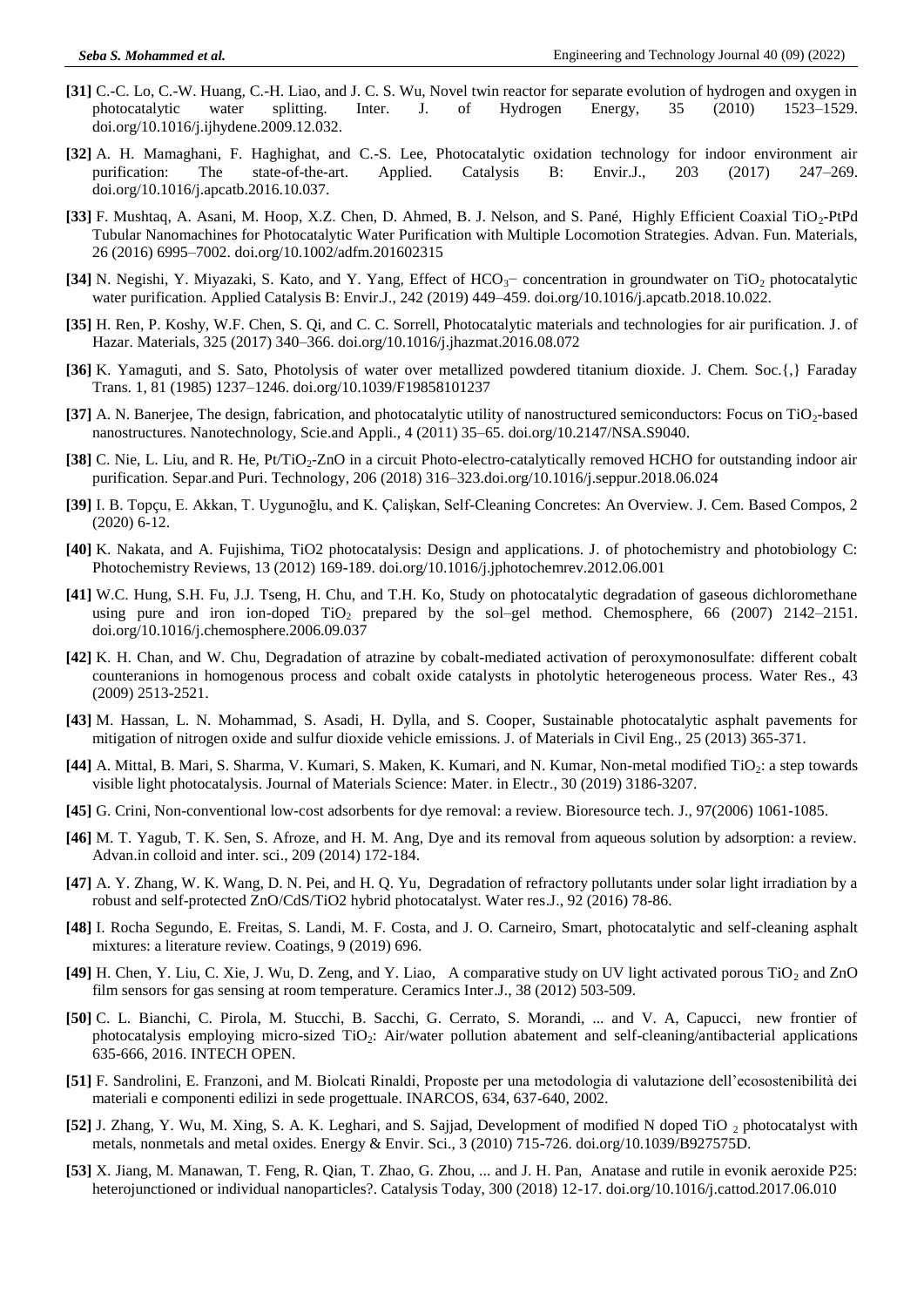**[31]** C.-C. Lo, C.-W. Huang, C.-H. Liao, and J. C. S. Wu, Novel twin reactor for separate evolution of hydrogen and oxygen in photocatalytic water splitting. Inter. J. of Hydrogen Energy, 35 (2010) 1523–1529. doi.org/10.1016/j.ijhydene.2009.12.032.

**[32]** A. H. Mamaghani, F. Haghighat, and C.-S. Lee, Photocatalytic oxidation technology for indoor environment air purification: The state-of-the-art. Applied. Catalysis B: Envir.J., 203 (2017) 247–269. doi.org/10.1016/j.apcatb.2016.10.037.

**[33]** F. Mushtaq, A. Asani, M. Hoop, X.Z. Chen, D. Ahmed, B. J. Nelson, and S. Pané, Highly Efficient Coaxial $TiO_2$-PtPd Tubular Nanomachines for Photocatalytic Water Purification with Multiple Locomotion Strategies. Advan. Fun. Materials, 26 (2016) 6995–7002. doi.org/10.1002/adfm.201602315

**[34]** N. Negishi, Y. Miyazaki, S. Kato, and Y. Yang, Effect of $HCO_3^-$ concentration in groundwater on $TiO_2$ photocatalytic water purification. Applied Catalysis B: Envir.J., 242 (2019) 449–459. doi.org/10.1016/j.apcatb.2018.10.022.

**[35]** H. Ren, P. Koshy, W.F. Chen, S. Qi, and C. C. Sorrell, Photocatalytic materials and technologies for air purification. J. of Hazar. Materials, 325 (2017) 340–366. doi.org/10.1016/j.jhazmat.2016.08.072

**[36]** K. Yamaguti, and S. Sato, Photolysis of water over metallized powdered titanium dioxide. J. Chem. Soc.{,} Faraday Trans. 1, 81 (1985) 1237–1246. doi.org/10.1039/F19858101237

**[37]** A. N. Banerjee, The design, fabrication, and photocatalytic utility of nanostructured semiconductors: Focus on $TiO_2$-based nanostructures. Nanotechnology, Scie.and Appli., 4 (2011) 35–65. doi.org/10.2147/NSA.S9040.

**[38]** C. Nie, L. Liu, and R. He, Pt/$TiO_2$-ZnO in a circuit Photo-electro-catalytically removed HCHO for outstanding indoor air purification. Separ.and Puri. Technology, 206 (2018) 316–323.doi.org/10.1016/j.seppur.2018.06.024

**[39]** I. B. Topçu, E. Akkan, T. Uygunoğlu, and K. Çalişkan, Self-Cleaning Concretes: An Overview. J. Cem. Based Compos, 2 (2020) 6-12.

**[40]** K. Nakata, and A. Fujishima, TiO2 photocatalysis: Design and applications. J. of photochemistry and photobiology C: Photochemistry Reviews, 13 (2012) 169-189. doi.org/10.1016/j.jphotochemrev.2012.06.001

**[41]** W.C. Hung, S.H. Fu, J.J. Tseng, H. Chu, and T.H. Ko, Study on photocatalytic degradation of gaseous dichloromethane using pure and iron ion-doped $TiO_2$ prepared by the sol–gel method. Chemosphere, 66 (2007) 2142–2151. doi.org/10.1016/j.chemosphere.2006.09.037

**[42]** K. H. Chan, and W. Chu, Degradation of atrazine by cobalt-mediated activation of peroxymonosulfate: different cobalt counteranions in homogenous process and cobalt oxide catalysts in photolytic heterogeneous process. Water Res., 43 (2009) 2513-2521.

**[43]** M. Hassan, L. N. Mohammad, S. Asadi, H. Dylla, and S. Cooper, Sustainable photocatalytic asphalt pavements for mitigation of nitrogen oxide and sulfur dioxide vehicle emissions. J. of Materials in Civil Eng., 25 (2013) 365-371.

**[44]** A. Mittal, B. Mari, S. Sharma, V. Kumari, S. Maken, K. Kumari, and N. Kumar, Non-metal modified $TiO_2$: a step towards visible light photocatalysis. Journal of Materials Science: Mater. in Electr., 30 (2019) 3186-3207.

**[45]** G. Crini, Non-conventional low-cost adsorbents for dye removal: a review. Bioresource tech. J., 97(2006) 1061-1085.

**[46]** M. T. Yagub, T. K. Sen, S. Afroze, and H. M. Ang, Dye and its removal from aqueous solution by adsorption: a review. Advan.in colloid and inter. sci., 209 (2014) 172-184.

**[47]** A. Y. Zhang, W. K. Wang, D. N. Pei, and H. Q. Yu, Degradation of refractory pollutants under solar light irradiation by a robust and self-protected ZnO/CdS/TiO2 hybrid photocatalyst. Water res.J., 92 (2016) 78-86.

**[48]** I. Rocha Segundo, E. Freitas, S. Landi, M. F. Costa, and J. O. Carneiro, Smart, photocatalytic and self-cleaning asphalt mixtures: a literature review. Coatings, 9 (2019) 696.

**[49]** H. Chen, Y. Liu, C. Xie, J. Wu, D. Zeng, and Y. Liao, A comparative study on UV light activated porous $TiO_2$ and ZnO film sensors for gas sensing at room temperature. Ceramics Inter.J., 38 (2012) 503-509.

**[50]** C. L. Bianchi, C. Pirola, M. Stucchi, B. Sacchi, G. Cerrato, S. Morandi, ... and V. A, Capucci, new frontier of photocatalysis employing micro-sized $TiO_2$: Air/water pollution abatement and self-cleaning/antibacterial applications 635-666, 2016. INTECH OPEN.

**[51]** F. Sandrolini, E. Franzoni, and M. Biolcati Rinaldi, Proposte per una metodologia di valutazione dell'ecosostenibilità dei materiali e componenti edilizi in sede progettuale. INARCOS, 634, 637-640, 2002.

**[52]** J. Zhang, Y. Wu, M. Xing, S. A. K. Leghari, and S. Sajjad, Development of modified N doped $TiO_2$ photocatalyst with metals, nonmetals and metal oxides. Energy & Envir. Sci., 3 (2010) 715-726. doi.org/10.1039/B927575D.

**[53]** X. Jiang, M. Manawan, T. Feng, R. Qian, T. Zhao, G. Zhou, ... and J. H. Pan, Anatase and rutile in evonik aeroxide P25: heterojunctioned or individual nanoparticles?. Catalysis Today, 300 (2018) 12-17. doi.org/10.1016/j.cattod.2017.06.010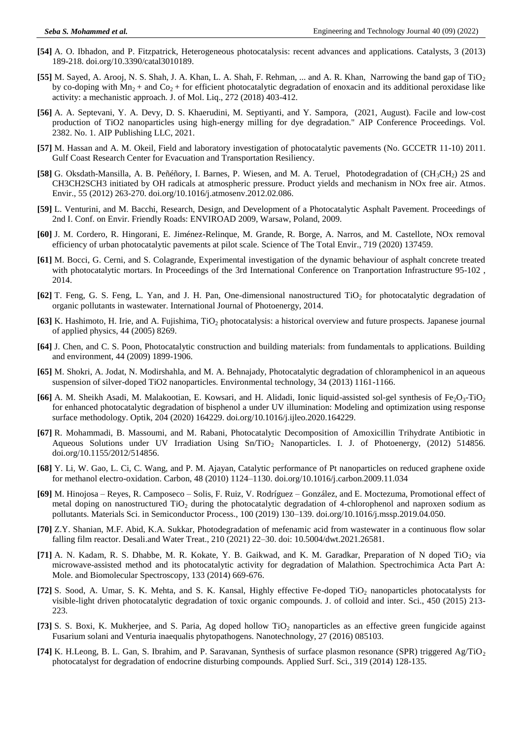**[54]** A. O. Ibhadon, and P. Fitzpatrick, Heterogeneous photocatalysis: recent advances and applications. Catalysts, 3 (2013) 189-218. doi.org/10.3390/catal3010189.

**[55]** M. Sayed, A. Arooj, N. S. Shah, J. A. Khan, L. A. Shah, F. Rehman, ... and A. R. Khan, Narrowing the band gap of $TiO_2$ by co-doping with $Mn_2$ + and $Co_2$ + for efficient photocatalytic degradation of enoxacin and its additional peroxidase like activity: a mechanistic approach. J. of Mol. Liq., 272 (2018) 403-412.

**[56]** A. A. Septevani, Y. A. Devy, D. S. Khaerudini, M. Septiyanti, and Y. Sampora, (2021, August). Facile and low-cost production of TiO2 nanoparticles using high-energy milling for dye degradation." AIP Conference Proceedings. Vol. 2382. No. 1. AIP Publishing LLC, 2021.

**[57]** M. Hassan and A. M. Okeil, Field and laboratory investigation of photocatalytic pavements (No. GCCETR 11-10) 2011. Gulf Coast Research Center for Evacuation and Transportation Resiliency.

**[58]** G. Oksdath-Mansilla, A. B. Peñéñory, I. Barnes, P. Wiesen, and M. A. Teruel, Photodegradation of $(CH_3CH_2)$ 2S and CH3CH2SCH3 initiated by OH radicals at atmospheric pressure. Product yields and mechanism in NOx free air. Atmos. Envir., 55 (2012) 263-270. doi.org/10.1016/j.atmosenv.2012.02.086.

**[59]** L. Venturini, and M. Bacchi, Research, Design, and Development of a Photocatalytic Asphalt Pavement. Proceedings of 2nd I. Conf. on Envir. Friendly Roads: ENVIROAD 2009, Warsaw, Poland, 2009.

**[60]** J. M. Cordero, R. Hingorani, E. Jiménez-Relinque, M. Grande, R. Borge, A. Narros, and M. Castellote, NOx removal efficiency of urban photocatalytic pavements at pilot scale. Science of The Total Envir., 719 (2020) 137459.

**[61]** M. Bocci, G. Cerni, and S. Colagrande, Experimental investigation of the dynamic behaviour of asphalt concrete treated with photocatalytic mortars. In Proceedings of the 3rd International Conference on Tranportation Infrastructure 95-102 , 2014.

**[62]** T. Feng, G. S. Feng, L. Yan, and J. H. Pan, One-dimensional nanostructured $TiO_2$ for photocatalytic degradation of organic pollutants in wastewater. International Journal of Photoenergy, 2014.

**[63]** K. Hashimoto, H. Irie, and A. Fujishima, $TiO_2$ photocatalysis: a historical overview and future prospects. Japanese journal of applied physics, 44 (2005) 8269.

**[64]** J. Chen, and C. S. Poon, Photocatalytic construction and building materials: from fundamentals to applications. Building and environment, 44 (2009) 1899-1906.

**[65]** M. Shokri, A. Jodat, N. Modirshahla, and M. A. Behnajady, Photocatalytic degradation of chloramphenicol in an aqueous suspension of silver-doped TiO2 nanoparticles. Environmental technology, 34 (2013) 1161-1166.

**[66]** A. M. Sheikh Asadi, M. Malakootian, E. Kowsari, and H. Alidadi, Ionic liquid-assisted sol-gel synthesis of $Fe_2O_3$-$TiO_2$ for enhanced photocatalytic degradation of bisphenol a under UV illumination: Modeling and optimization using response surface methodology. Optik, 204 (2020) 164229. doi.org/10.1016/j.ijleo.2020.164229.

**[67]** R. Mohammadi, B. Massoumi, and M. Rabani, Photocatalytic Decomposition of Amoxicillin Trihydrate Antibiotic in Aqueous Solutions under UV Irradiation Using $Sn/TiO_2$ Nanoparticles. I. J. of Photoenergy, (2012) 514856. doi.org/10.1155/2012/514856.

**[68]** Y. Li, W. Gao, L. Ci, C. Wang, and P. M. Ajayan, Catalytic performance of Pt nanoparticles on reduced graphene oxide for methanol electro-oxidation. Carbon, 48 (2010) 1124–1130. doi.org/10.1016/j.carbon.2009.11.034

**[69]** M. Hinojosa – Reyes, R. Camposeco – Solis, F. Ruiz, V. Rodríguez – González, and E. Moctezuma, Promotional effect of metal doping on nanostructured $TiO_2$ during the photocatalytic degradation of 4-chlorophenol and naproxen sodium as pollutants. Materials Sci. in Semiconductor Process., 100 (2019) 130–139. doi.org/10.1016/j.mssp.2019.04.050.

**[70]** Z.Y. Shanian, M.F. Abid, K.A. Sukkar, Photodegradation of mefenamic acid from wastewater in a continuous flow solar falling film reactor. Desali.and Water Treat., 210 (2021) 22–30. doi: 10.5004/dwt.2021.26581.

**[71]** A. N. Kadam, R. S. Dhabbe, M. R. Kokate, Y. B. Gaikwad, and K. M. Garadkar, Preparation of N doped $TiO_2$ via microwave-assisted method and its photocatalytic activity for degradation of Malathion. Spectrochimica Acta Part A: Mole. and Biomolecular Spectroscopy, 133 (2014) 669-676.

**[72]** S. Sood, A. Umar, S. K. Mehta, and S. K. Kansal, Highly effective Fe-doped $TiO_2$ nanoparticles photocatalysts for visible-light driven photocatalytic degradation of toxic organic compounds. J. of colloid and inter. Sci., 450 (2015) 213-223.

**[73]** S. S. Boxi, K. Mukherjee, and S. Paria, Ag doped hollow $TiO_2$ nanoparticles as an effective green fungicide against Fusarium solani and Venturia inaequalis phytopathogens. Nanotechnology, 27 (2016) 085103.

**[74]** K. H.Leong, B. L. Gan, S. Ibrahim, and P. Saravanan, Synthesis of surface plasmon resonance (SPR) triggered $Ag/TiO_2$ photocatalyst for degradation of endocrine disturbing compounds. Applied Surf. Sci., 319 (2014) 128-135.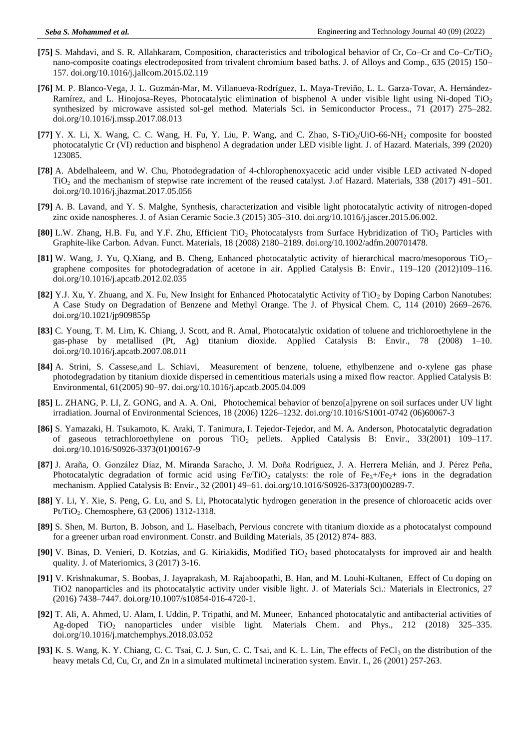**[75]** S. Mahdavi, and S. R. Allahkaram, Composition, characteristics and tribological behavior of Cr, Co–Cr and Co–Cr/$TiO_2$ nano-composite coatings electrodeposited from trivalent chromium baths. J. of Alloys and Comp., 635 (2015) 150–157. doi.org/10.1016/j.jallcom.2015.02.119

**[76]** M. P. Blanco-Vega, J. L. Guzmán-Mar, M. Villanueva-Rodríguez, L. Maya-Treviño, L. L. Garza-Tovar, A. Hernández-Ramírez, and L. Hinojosa-Reyes, Photocatalytic elimination of bisphenol A under visible light using Ni-doped $TiO_2$ synthesized by microwave assisted sol-gel method. Materials Sci. in Semiconductor Process., 71 (2017) 275–282. doi.org/10.1016/j.mssp.2017.08.013

**[77]** Y. X. Li, X. Wang, C. C. Wang, H. Fu, Y. Liu, P. Wang, and C. Zhao, S-$TiO_2$/UiO-66-$NH_2$ composite for boosted photocatalytic Cr (VI) reduction and bisphenol A degradation under LED visible light. J. of Hazard. Materials, 399 (2020) 123085.

**[78]** A. Abdelhaleem, and W. Chu, Photodegradation of 4-chlorophenoxyacetic acid under visible LED activated N-doped $TiO_2$ and the mechanism of stepwise rate increment of the reused catalyst. J.of Hazard. Materials, 338 (2017) 491–501. doi.org/10.1016/j.jhazmat.2017.05.056

**[79]** A. B. Lavand, and Y. S. Malghe, Synthesis, characterization and visible light photocatalytic activity of nitrogen-doped zinc oxide nanospheres. J. of Asian Ceramic Socie.3 (2015) 305–310. doi.org/10.1016/j.jascer.2015.06.002.

**[80]** L.W. Zhang, H.B. Fu, and Y.F. Zhu, Efficient $TiO_2$ Photocatalysts from Surface Hybridization of $TiO_2$ Particles with Graphite-like Carbon. Advan. Funct. Materials, 18 (2008) 2180–2189. doi.org/10.1002/adfm.200701478.

**[81]** W. Wang, J. Yu, Q.Xiang, and B. Cheng, Enhanced photocatalytic activity of hierarchical macro/mesoporous $TiO_2$–graphene composites for photodegradation of acetone in air. Applied Catalysis B: Envir., 119–120 (2012)109–116. doi.org/10.1016/j.apcatb.2012.02.035

**[82]** Y.J. Xu, Y. Zhuang, and X. Fu, New Insight for Enhanced Photocatalytic Activity of $TiO_2$ by Doping Carbon Nanotubes: A Case Study on Degradation of Benzene and Methyl Orange. The J. of Physical Chem. C, 114 (2010) 2669–2676. doi.org/10.1021/jp909855p

**[83]** C. Young, T. M. Lim, K. Chiang, J. Scott, and R. Amal, Photocatalytic oxidation of toluene and trichloroethylene in the gas-phase by metallised (Pt, Ag) titanium dioxide. Applied Catalysis B: Envir., 78 (2008) 1–10. doi.org/10.1016/j.apcatb.2007.08.011

**[84]** A. Strini, S. Cassese,and L. Schiavi, Measurement of benzene, toluene, ethylbenzene and o-xylene gas phase photodegradation by titanium dioxide dispersed in cementitious materials using a mixed flow reactor. Applied Catalysis B: Environmental, 61(2005) 90–97. doi.org/10.1016/j.apcatb.2005.04.009

**[85]** L. ZHANG, P. LI, Z. GONG, and A. A. Oni, Photochemical behavior of benzo[a]pyrene on soil surfaces under UV light irradiation. Journal of Environmental Sciences, 18 (2006) 1226–1232. doi.org/10.1016/S1001-0742 (06)60067-3

**[86]** S. Yamazaki, H. Tsukamoto, K. Araki, T. Tanimura, I. Tejedor-Tejedor, and M. A. Anderson, Photocatalytic degradation of gaseous tetrachloroethylene on porous $TiO_2$ pellets. Applied Catalysis B: Envir., 33(2001) 109–117. doi.org/10.1016/S0926-3373(01)00167-9

**[87]** J. Araña, O. González Díaz, M. Miranda Saracho, J. M. Doña Rodríguez, J. A. Herrera Melián, and J. Pérez Peña, Photocatalytic degradation of formic acid using Fe/$TiO_2$ catalysts: the role of $Fe_3$+/$Fe_2$+ ions in the degradation mechanism. Applied Catalysis B: Envir., 32 (2001) 49–61. doi.org/10.1016/S0926-3373(00)00289-7.

**[88]** Y. Li, Y. Xie, S. Peng, G. Lu, and S. Li, Photocatalytic hydrogen generation in the presence of chloroacetic acids over Pt/$TiO_2$. Chemosphere, 63 (2006) 1312-1318.

**[89]** S. Shen, M. Burton, B. Jobson, and L. Haselbach, Pervious concrete with titanium dioxide as a photocatalyst compound for a greener urban road environment. Constr. and Building Materials, 35 (2012) 874- 883.

**[90]** V. Binas, D. Venieri, D. Kotzias, and G. Kiriakidis, Modified $TiO_2$ based photocatalysts for improved air and health quality. J. of Materiomics, 3 (2017) 3-16.

**[91]** V. Krishnakumar, S. Boobas, J. Jayaprakash, M. Rajaboopathi, B. Han, and M. Louhi-Kultanen, Effect of Cu doping on TiO2 nanoparticles and its photocatalytic activity under visible light. J. of Materials Sci.: Materials in Electronics, 27 (2016) 7438–7447. doi.org/10.1007/s10854-016-4720-1.

**[92]** T. Ali, A. Ahmed, U. Alam, I. Uddin, P. Tripathi, and M. Muneer, Enhanced photocatalytic and antibacterial activities of Ag-doped $TiO_2$ nanoparticles under visible light. Materials Chem. and Phys., 212 (2018) 325–335. doi.org/10.1016/j.matchemphys.2018.03.052

**[93]** K. S. Wang, K. Y. Chiang, C. C. Tsai, C. J. Sun, C. C. Tsai, and K. L. Lin, The effects of $FeCl_3$ on the distribution of the heavy metals Cd, Cu, Cr, and Zn in a simulated multimetal incineration system. Envir. I., 26 (2001) 257-263.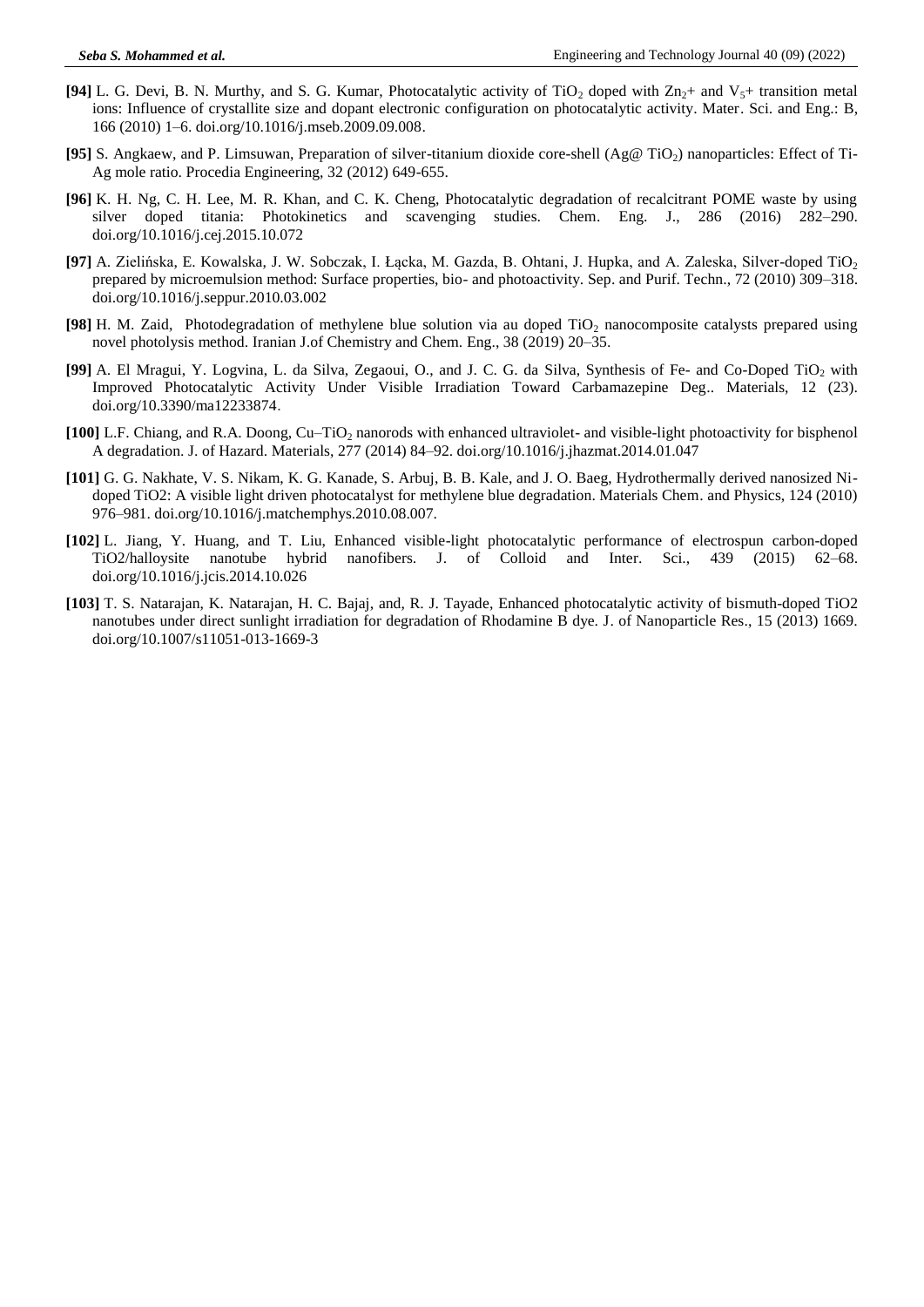**[94]** L. G. Devi, B. N. Murthy, and S. G. Kumar, Photocatalytic activity of $TiO_2$ doped with $Zn_2$+ and $V_5$+ transition metal ions: Influence of crystallite size and dopant electronic configuration on photocatalytic activity. Mater. Sci. and Eng.: B, 166 (2010) 1–6. doi.org/10.1016/j.mseb.2009.09.008.

**[95]** S. Angkaew, and P. Limsuwan, Preparation of silver-titanium dioxide core-shell (Ag@ $TiO_2$) nanoparticles: Effect of Ti-Ag mole ratio. Procedia Engineering, 32 (2012) 649-655.

**[96]** K. H. Ng, C. H. Lee, M. R. Khan, and C. K. Cheng, Photocatalytic degradation of recalcitrant POME waste by using silver doped titania: Photokinetics and scavenging studies. Chem. Eng. J., 286 (2016) 282–290. doi.org/10.1016/j.cej.2015.10.072

**[97]** A. Zielińska, E. Kowalska, J. W. Sobczak, I. Łącka, M. Gazda, B. Ohtani, J. Hupka, and A. Zaleska, Silver-doped $TiO_2$ prepared by microemulsion method: Surface properties, bio- and photoactivity. Sep. and Purif. Techn., 72 (2010) 309–318. doi.org/10.1016/j.seppur.2010.03.002

**[98]** H. M. Zaid, Photodegradation of methylene blue solution via au doped $TiO_2$ nanocomposite catalysts prepared using novel photolysis method. Iranian J.of Chemistry and Chem. Eng., 38 (2019) 20–35.

**[99]** A. El Mragui, Y. Logvina, L. da Silva, Zegaoui, O., and J. C. G. da Silva, Synthesis of Fe- and Co-Doped $TiO_2$ with Improved Photocatalytic Activity Under Visible Irradiation Toward Carbamazepine Deg.. Materials, 12 (23). doi.org/10.3390/ma12233874.

**[100]** L.F. Chiang, and R.A. Doong, Cu–$TiO_2$ nanorods with enhanced ultraviolet- and visible-light photoactivity for bisphenol A degradation. J. of Hazard. Materials, 277 (2014) 84–92. doi.org/10.1016/j.jhazmat.2014.01.047

**[101]** G. G. Nakhate, V. S. Nikam, K. G. Kanade, S. Arbuj, B. B. Kale, and J. O. Baeg, Hydrothermally derived nanosized Ni-doped TiO2: A visible light driven photocatalyst for methylene blue degradation. Materials Chem. and Physics, 124 (2010) 976–981. doi.org/10.1016/j.matchemphys.2010.08.007.

**[102]** L. Jiang, Y. Huang, and T. Liu, Enhanced visible-light photocatalytic performance of electrospun carbon-doped TiO2/halloysite nanotube hybrid nanofibers. J. of Colloid and Inter. Sci., 439 (2015) 62–68. doi.org/10.1016/j.jcis.2014.10.026

**[103]** T. S. Natarajan, K. Natarajan, H. C. Bajaj, and, R. J. Tayade, Enhanced photocatalytic activity of bismuth-doped TiO2 nanotubes under direct sunlight irradiation for degradation of Rhodamine B dye. J. of Nanoparticle Res., 15 (2013) 1669. doi.org/10.1007/s11051-013-1669-3